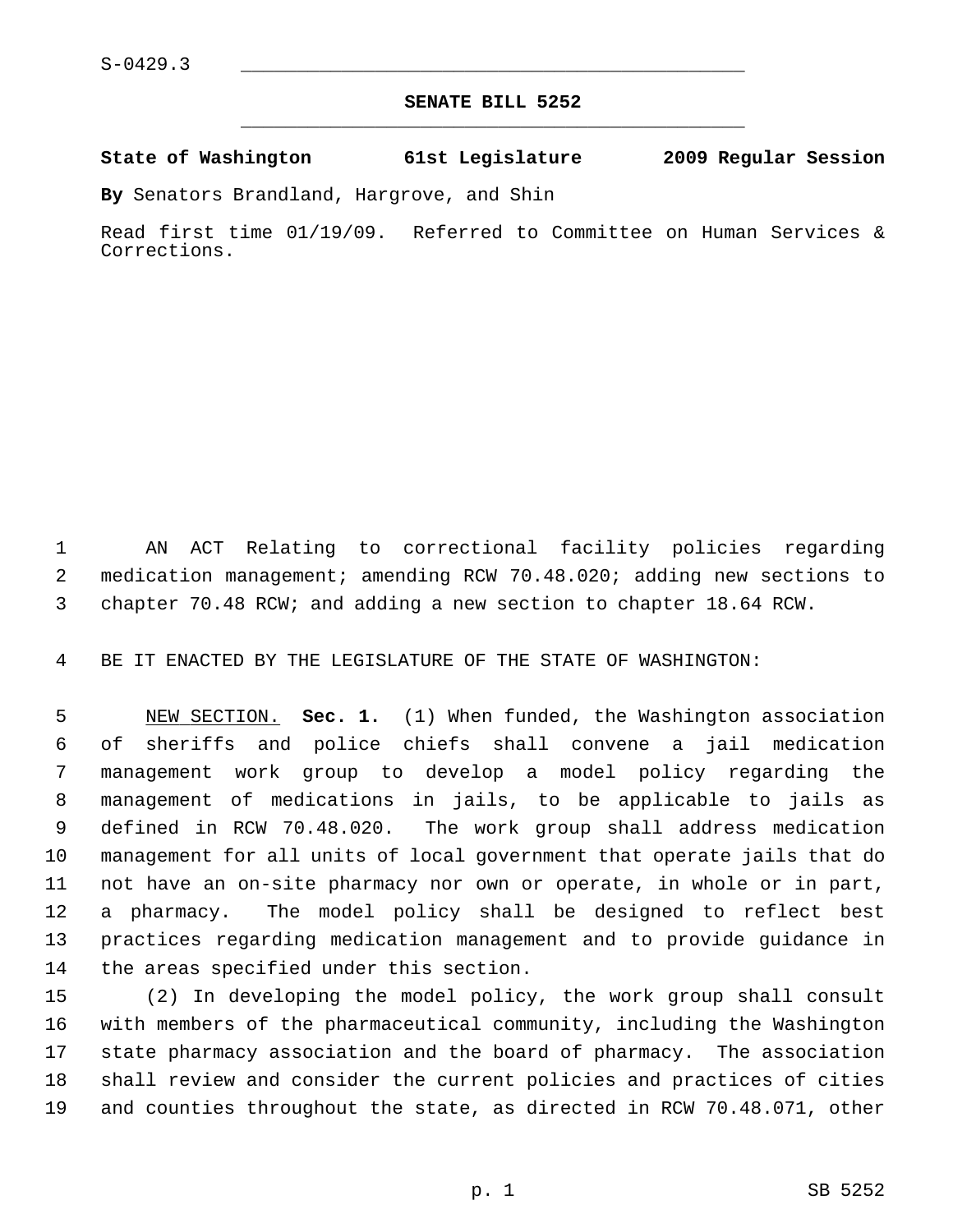S-0429.3

# SENATE BILL 5252

**State of Washington 61st Legislature 2009 Regular Session**

**By** Senators Brandland, Hargrove, and Shin

Read first time 01/19/09. Referred to Committee on Human Services & Corrections.

AN ACT Relating to correctional facility policies regarding medication management; amending RCW 70.48.020; adding new sections to chapter 70.48 RCW; and adding a new section to chapter 18.64 RCW.

BE IT ENACTED BY THE LEGISLATURE OF THE STATE OF WASHINGTON:

NEW SECTION. **Sec. 1.** (1) When funded, the Washington association of sheriffs and police chiefs shall convene a jail medication management work group to develop a model policy regarding the management of medications in jails, to be applicable to jails as defined in RCW 70.48.020. The work group shall address medication management for all units of local government that operate jails that do not have an on-site pharmacy nor own or operate, in whole or in part, a pharmacy. The model policy shall be designed to reflect best practices regarding medication management and to provide guidance in the areas specified under this section.

(2) In developing the model policy, the work group shall consult with members of the pharmaceutical community, including the Washington state pharmacy association and the board of pharmacy. The association shall review and consider the current policies and practices of cities and counties throughout the state, as directed in RCW 70.48.071, other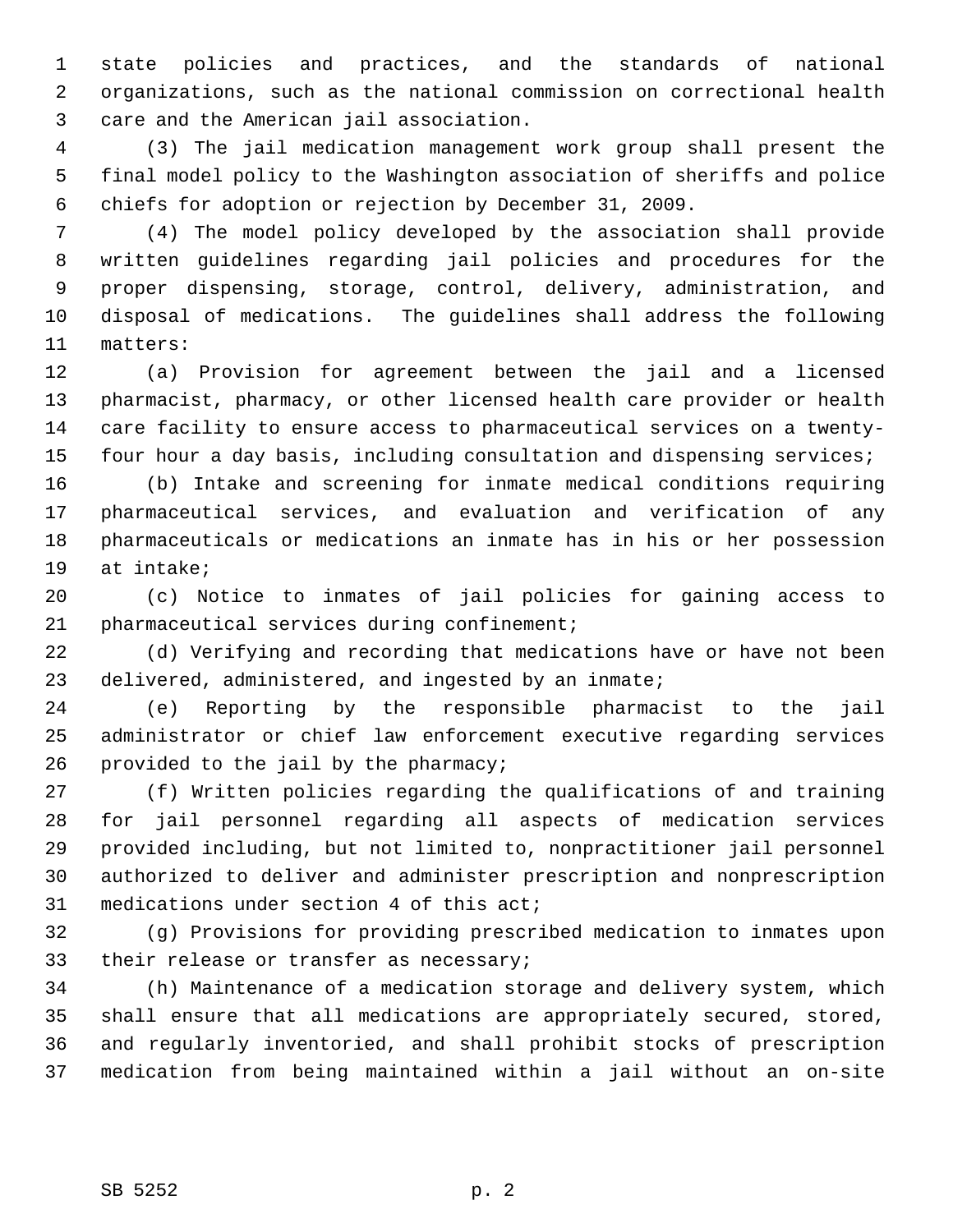state policies and practices, and the standards of national organizations, such as the national commission on correctional health care and the American jail association.

(3) The jail medication management work group shall present the final model policy to the Washington association of sheriffs and police chiefs for adoption or rejection by December 31, 2009.

(4) The model policy developed by the association shall provide written guidelines regarding jail policies and procedures for the proper dispensing, storage, control, delivery, administration, and disposal of medications. The guidelines shall address the following matters:

(a) Provision for agreement between the jail and a licensed pharmacist, pharmacy, or other licensed health care provider or health care facility to ensure access to pharmaceutical services on a twenty-four hour a day basis, including consultation and dispensing services;

(b) Intake and screening for inmate medical conditions requiring pharmaceutical services, and evaluation and verification of any pharmaceuticals or medications an inmate has in his or her possession at intake;

(c) Notice to inmates of jail policies for gaining access to pharmaceutical services during confinement;

(d) Verifying and recording that medications have or have not been delivered, administered, and ingested by an inmate;

(e) Reporting by the responsible pharmacist to the jail administrator or chief law enforcement executive regarding services provided to the jail by the pharmacy;

(f) Written policies regarding the qualifications of and training for jail personnel regarding all aspects of medication services provided including, but not limited to, nonpractitioner jail personnel authorized to deliver and administer prescription and nonprescription medications under section 4 of this act;

(g) Provisions for providing prescribed medication to inmates upon their release or transfer as necessary;

(h) Maintenance of a medication storage and delivery system, which shall ensure that all medications are appropriately secured, stored, and regularly inventoried, and shall prohibit stocks of prescription medication from being maintained within a jail without an on-site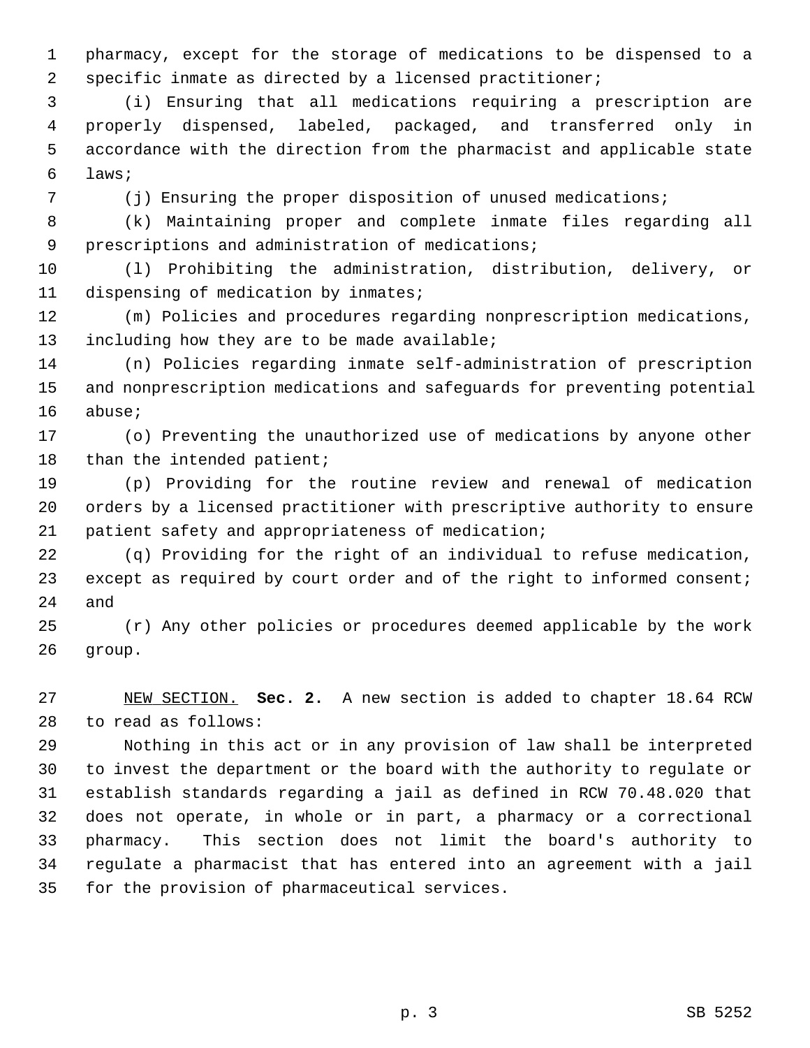pharmacy, except for the storage of medications to be dispensed to a specific inmate as directed by a licensed practitioner;

(i) Ensuring that all medications requiring a prescription are properly dispensed, labeled, packaged, and transferred only in accordance with the direction from the pharmacist and applicable state laws;

(j) Ensuring the proper disposition of unused medications;

(k) Maintaining proper and complete inmate files regarding all prescriptions and administration of medications;

(l) Prohibiting the administration, distribution, delivery, or dispensing of medication by inmates;

(m) Policies and procedures regarding nonprescription medications, including how they are to be made available;

(n) Policies regarding inmate self-administration of prescription and nonprescription medications and safeguards for preventing potential abuse;

(o) Preventing the unauthorized use of medications by anyone other than the intended patient;

(p) Providing for the routine review and renewal of medication orders by a licensed practitioner with prescriptive authority to ensure patient safety and appropriateness of medication;

(q) Providing for the right of an individual to refuse medication, except as required by court order and of the right to informed consent; and

(r) Any other policies or procedures deemed applicable by the work group.

NEW SECTION. **Sec. 2.** A new section is added to chapter 18.64 RCW to read as follows:

Nothing in this act or in any provision of law shall be interpreted to invest the department or the board with the authority to regulate or establish standards regarding a jail as defined in RCW 70.48.020 that does not operate, in whole or in part, a pharmacy or a correctional pharmacy. This section does not limit the board's authority to regulate a pharmacist that has entered into an agreement with a jail for the provision of pharmaceutical services.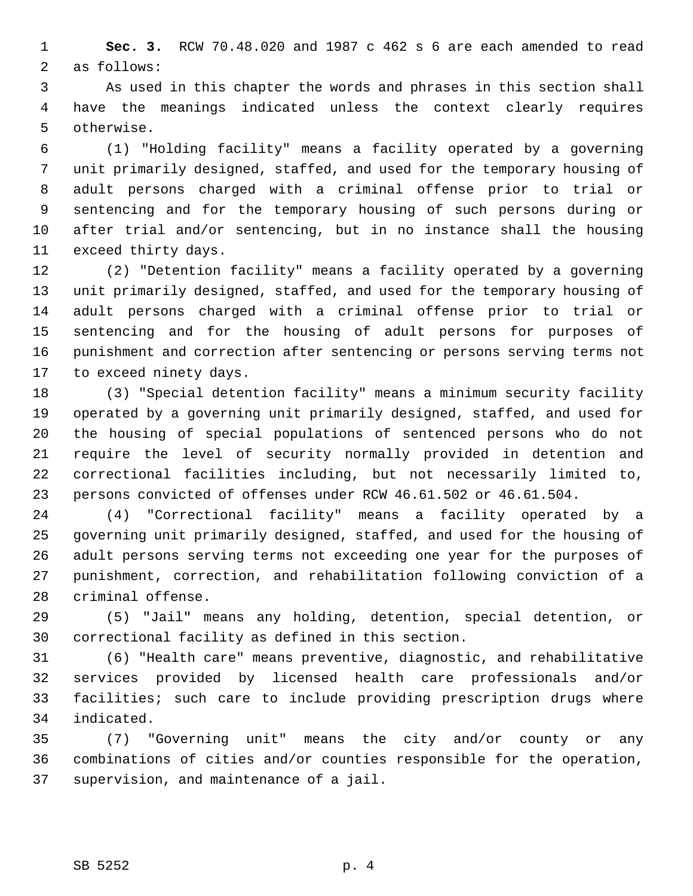**Sec. 3.** RCW 70.48.020 and 1987 c 462 s 6 are each amended to read as follows:

As used in this chapter the words and phrases in this section shall have the meanings indicated unless the context clearly requires otherwise.

(1) "Holding facility" means a facility operated by a governing unit primarily designed, staffed, and used for the temporary housing of adult persons charged with a criminal offense prior to trial or sentencing and for the temporary housing of such persons during or after trial and/or sentencing, but in no instance shall the housing exceed thirty days.

(2) "Detention facility" means a facility operated by a governing unit primarily designed, staffed, and used for the temporary housing of adult persons charged with a criminal offense prior to trial or sentencing and for the housing of adult persons for purposes of punishment and correction after sentencing or persons serving terms not to exceed ninety days.

(3) "Special detention facility" means a minimum security facility operated by a governing unit primarily designed, staffed, and used for the housing of special populations of sentenced persons who do not require the level of security normally provided in detention and correctional facilities including, but not necessarily limited to, persons convicted of offenses under RCW 46.61.502 or 46.61.504.

(4) "Correctional facility" means a facility operated by a governing unit primarily designed, staffed, and used for the housing of adult persons serving terms not exceeding one year for the purposes of punishment, correction, and rehabilitation following conviction of a criminal offense.

(5) "Jail" means any holding, detention, special detention, or correctional facility as defined in this section.

(6) "Health care" means preventive, diagnostic, and rehabilitative services provided by licensed health care professionals and/or facilities; such care to include providing prescription drugs where indicated.

(7) "Governing unit" means the city and/or county or any combinations of cities and/or counties responsible for the operation, supervision, and maintenance of a jail.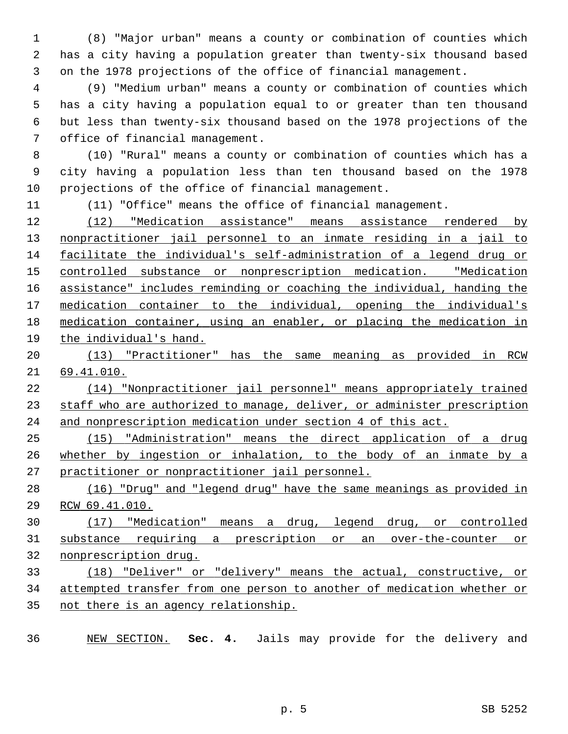(8) "Major urban" means a county or combination of counties which has a city having a population greater than twenty-six thousand based on the 1978 projections of the office of financial management.

(9) "Medium urban" means a county or combination of counties which has a city having a population equal to or greater than ten thousand but less than twenty-six thousand based on the 1978 projections of the office of financial management.

(10) "Rural" means a county or combination of counties which has a city having a population less than ten thousand based on the 1978 projections of the office of financial management.

(11) "Office" means the office of financial management.

(12) "Medication assistance" means assistance rendered by nonpractitioner jail personnel to an inmate residing in a jail to facilitate the individual's self-administration of a legend drug or controlled substance or nonprescription medication. "Medication assistance" includes reminding or coaching the individual, handing the medication container to the individual, opening the individual's medication container, using an enabler, or placing the medication in the individual's hand.

(13) "Practitioner" has the same meaning as provided in RCW 69.41.010.

(14) "Nonpractitioner jail personnel" means appropriately trained staff who are authorized to manage, deliver, or administer prescription and nonprescription medication under section 4 of this act.

(15) "Administration" means the direct application of a drug whether by ingestion or inhalation, to the body of an inmate by a practitioner or nonpractitioner jail personnel.

(16) "Drug" and "legend drug" have the same meanings as provided in RCW 69.41.010.

(17) "Medication" means a drug, legend drug, or controlled substance requiring a prescription or an over-the-counter or nonprescription drug.

(18) "Deliver" or "delivery" means the actual, constructive, or attempted transfer from one person to another of medication whether or not there is an agency relationship.

NEW SECTION. **Sec. 4.** Jails may provide for the delivery and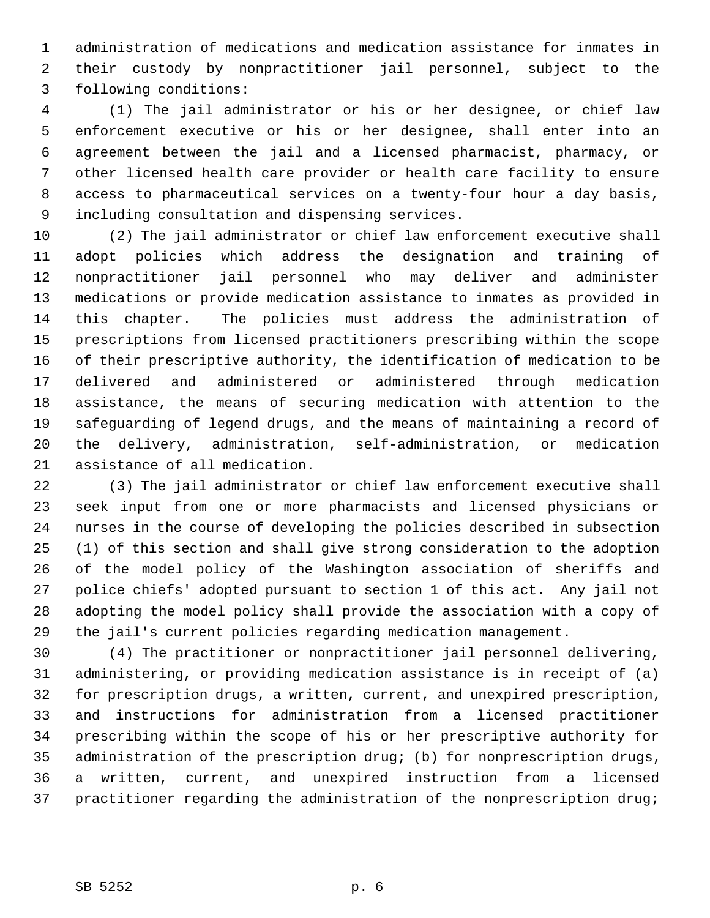administration of medications and medication assistance for inmates in their custody by nonpractitioner jail personnel, subject to the following conditions:

(1) The jail administrator or his or her designee, or chief law enforcement executive or his or her designee, shall enter into an agreement between the jail and a licensed pharmacist, pharmacy, or other licensed health care provider or health care facility to ensure access to pharmaceutical services on a twenty-four hour a day basis, including consultation and dispensing services.

(2) The jail administrator or chief law enforcement executive shall adopt policies which address the designation and training of nonpractitioner jail personnel who may deliver and administer medications or provide medication assistance to inmates as provided in this chapter. The policies must address the administration of prescriptions from licensed practitioners prescribing within the scope of their prescriptive authority, the identification of medication to be delivered and administered or administered through medication assistance, the means of securing medication with attention to the safeguarding of legend drugs, and the means of maintaining a record of the delivery, administration, self-administration, or medication assistance of all medication.

(3) The jail administrator or chief law enforcement executive shall seek input from one or more pharmacists and licensed physicians or nurses in the course of developing the policies described in subsection (1) of this section and shall give strong consideration to the adoption of the model policy of the Washington association of sheriffs and police chiefs' adopted pursuant to section 1 of this act. Any jail not adopting the model policy shall provide the association with a copy of the jail's current policies regarding medication management.

(4) The practitioner or nonpractitioner jail personnel delivering, administering, or providing medication assistance is in receipt of (a) for prescription drugs, a written, current, and unexpired prescription, and instructions for administration from a licensed practitioner prescribing within the scope of his or her prescriptive authority for administration of the prescription drug; (b) for nonprescription drugs, a written, current, and unexpired instruction from a licensed practitioner regarding the administration of the nonprescription drug;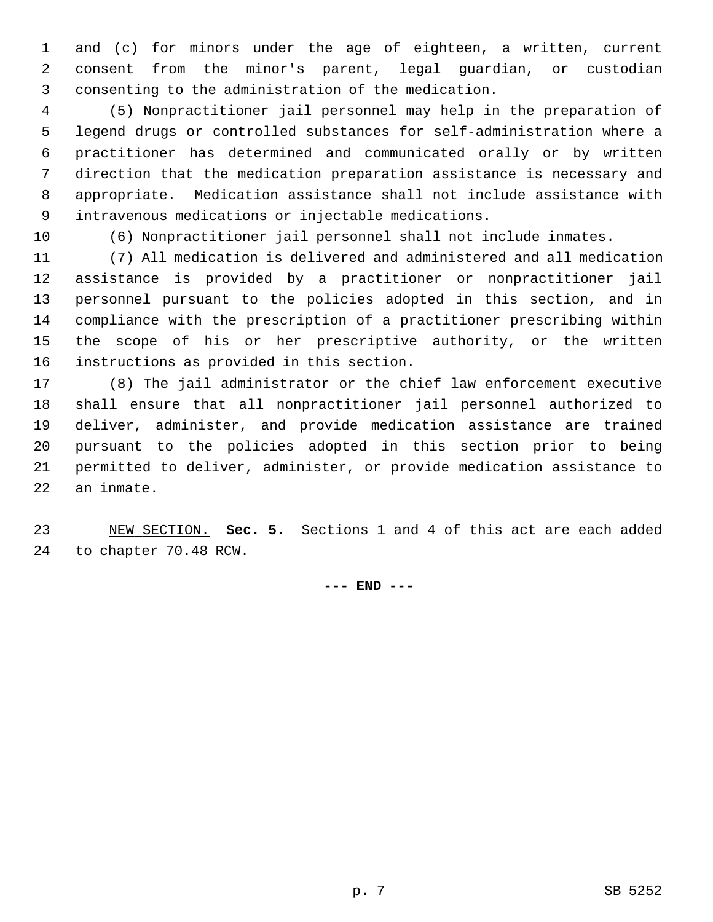and (c) for minors under the age of eighteen, a written, current consent from the minor's parent, legal guardian, or custodian consenting to the administration of the medication.

(5) Nonpractitioner jail personnel may help in the preparation of legend drugs or controlled substances for self-administration where a practitioner has determined and communicated orally or by written direction that the medication preparation assistance is necessary and appropriate. Medication assistance shall not include assistance with intravenous medications or injectable medications.

(6) Nonpractitioner jail personnel shall not include inmates.

(7) All medication is delivered and administered and all medication assistance is provided by a practitioner or nonpractitioner jail personnel pursuant to the policies adopted in this section, and in compliance with the prescription of a practitioner prescribing within the scope of his or her prescriptive authority, or the written instructions as provided in this section.

(8) The jail administrator or the chief law enforcement executive shall ensure that all nonpractitioner jail personnel authorized to deliver, administer, and provide medication assistance are trained pursuant to the policies adopted in this section prior to being permitted to deliver, administer, or provide medication assistance to an inmate.

NEW SECTION. **Sec. 5.** Sections 1 and 4 of this act are each added to chapter 70.48 RCW.

**--- END ---**